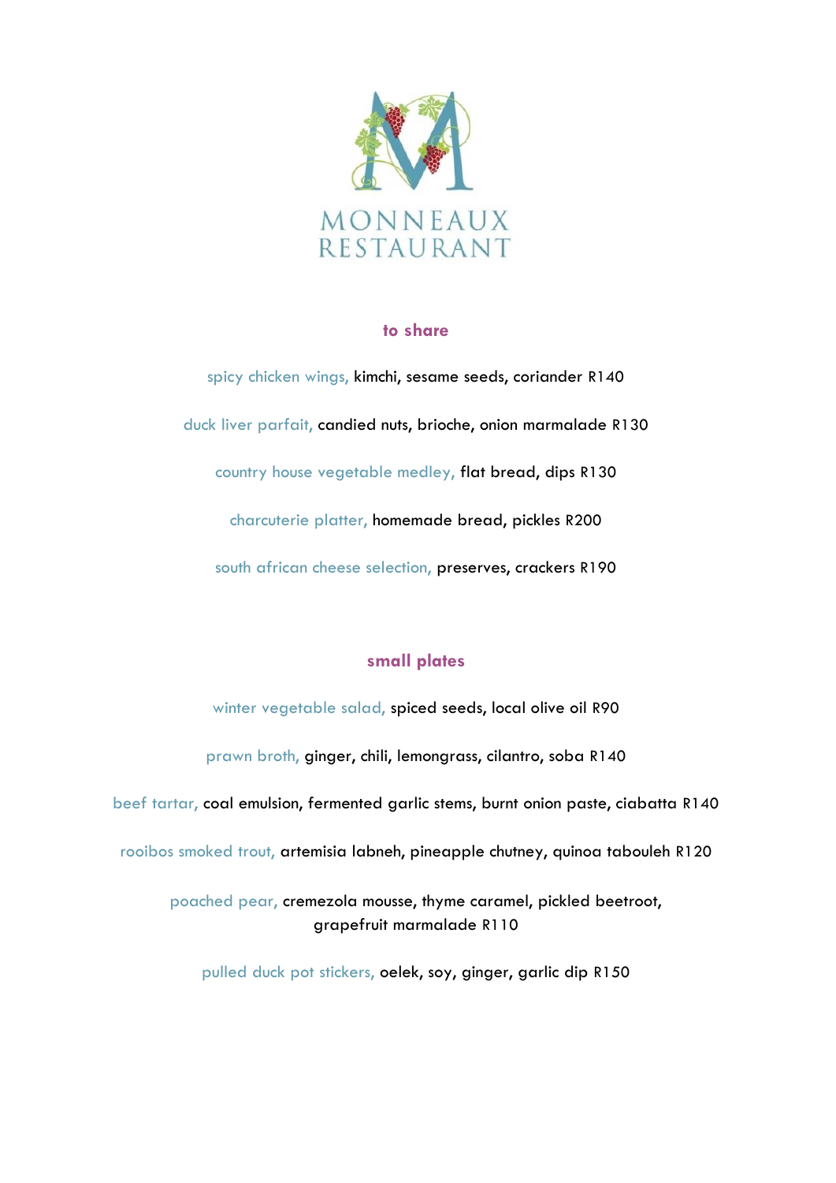# MONNEAUX RESTAURANT

## to share

spicy chicken wings, kimchi, sesame seeds, coriander R140

duck liver parfait, candied nuts, brioche, onion marmalade R130

country house vegetable medley, flat bread, dips R130

charcuterie platter, homemade bread, pickles R200

south african cheese selection, preserves, crackers R190

## small plates

winter vegetable salad, spiced seeds, local olive oil R90

prawn broth, ginger, chili, lemongrass, cilantro, soba R140

beef tartar, coal emulsion, fermented garlic stems, burnt onion paste, ciabatta R140

rooibos smoked trout, artemisia labneh, pineapple chutney, quinoa tabouleh R120

poached pear, cremezola mousse, thyme caramel, pickled beetroot, grapefruit marmalade R110

pulled duck pot stickers, oelek, soy, ginger, garlic dip R150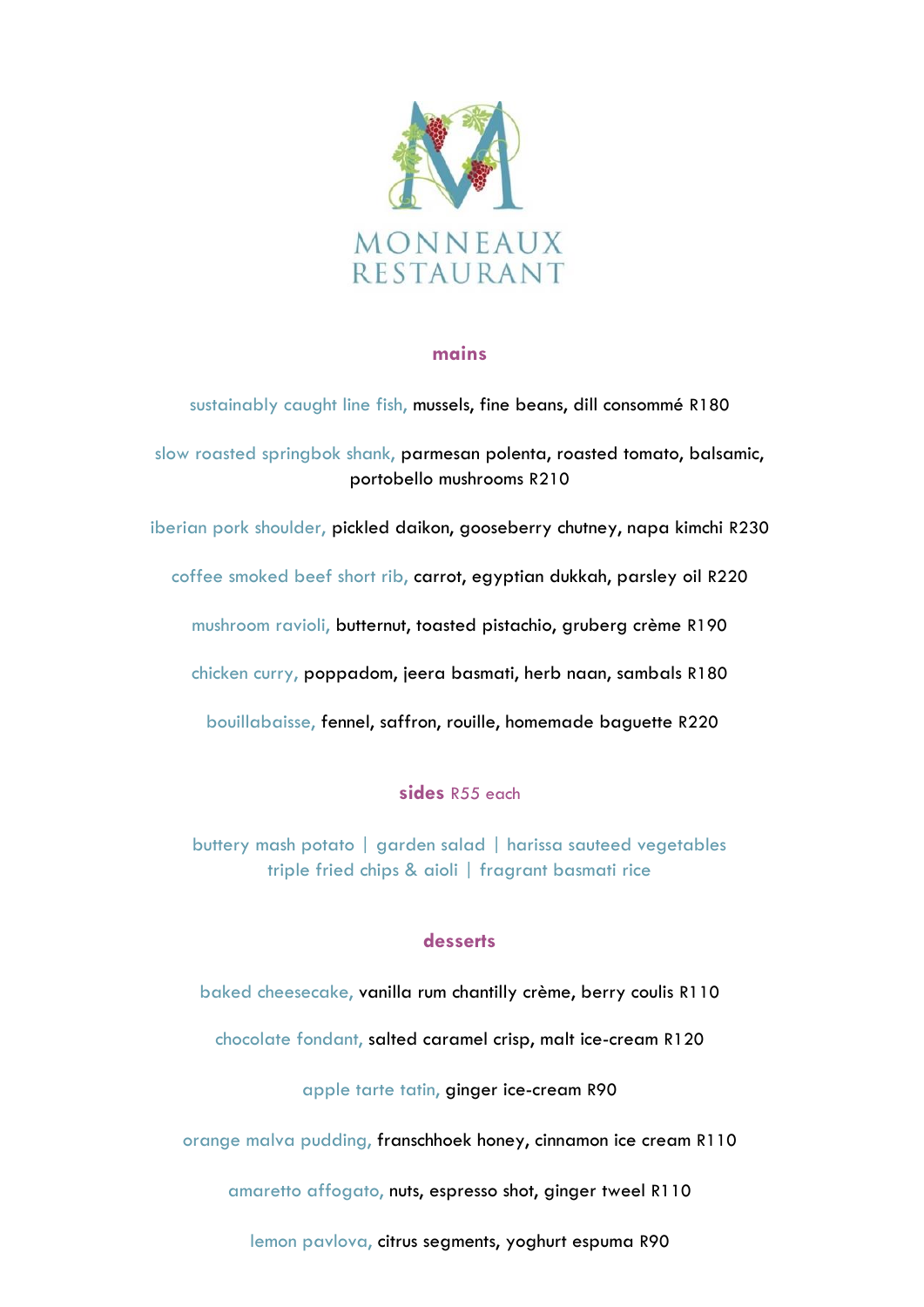MONNEAUX
RESTAURANT

## mains

sustainably caught line fish, mussels, fine beans, dill consommé R180

slow roasted springbok shank, parmesan polenta, roasted tomato, balsamic, portobello mushrooms R210

iberian pork shoulder, pickled daikon, gooseberry chutney, napa kimchi R230

coffee smoked beef short rib, carrot, egyptian dukkah, parsley oil R220

mushroom ravioli, butternut, toasted pistachio, gruberg crème R190

chicken curry, poppadom, jeera basmati, herb naan, sambals R180

bouillabaisse, fennel, saffron, rouille, homemade baguette R220

## sides R55 each

buttery mash potato | garden salad | harissa sauteed vegetables
triple fried chips & aioli | fragrant basmati rice

## desserts

baked cheesecake, vanilla rum chantilly crème, berry coulis R110

chocolate fondant, salted caramel crisp, malt ice-cream R120

apple tarte tatin, ginger ice-cream R90

orange malva pudding, franschhoek honey, cinnamon ice cream R110

amaretto affogato, nuts, espresso shot, ginger tweel R110

lemon pavlova, citrus segments, yoghurt espuma R90